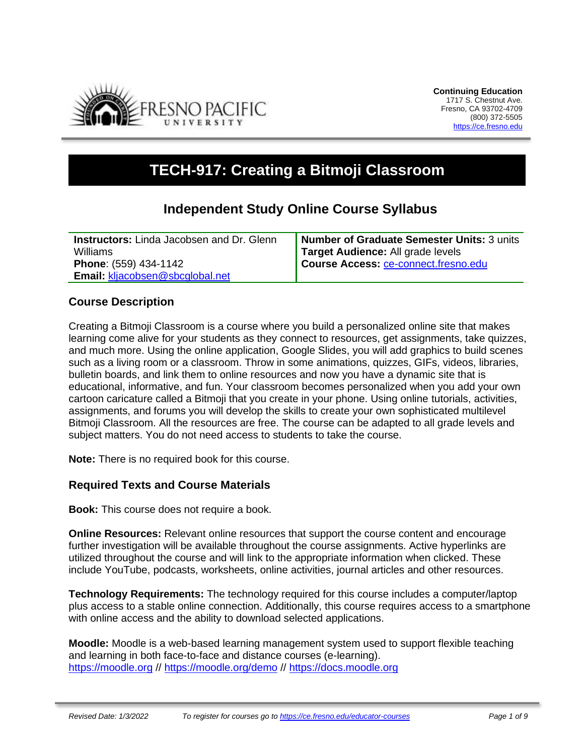Continuing Education
1717 S. Chestnut Ave.
Fresno, CA 93702-4709
(800) 372-5505
https://ce.fresno.edu

# TECH-917: Creating a Bitmoji Classroom

## Independent Study Online Course Syllabus

| | |
|---|---|
| **Instructors:** Linda Jacobsen and Dr. Glenn Williams<br>**Phone**: (559) 434-1142<br>**Email:** kljacobsen@sbcglobal.net | **Number of Graduate Semester Units:** 3 units<br>**Target Audience:** All grade levels<br>**Course Access:** ce-connect.fresno.edu |

### Course Description

Creating a Bitmoji Classroom is a course where you build a personalized online site that makes learning come alive for your students as they connect to resources, get assignments, take quizzes, and much more. Using the online application, Google Slides, you will add graphics to build scenes such as a living room or a classroom. Throw in some animations, quizzes, GIFs, videos, libraries, bulletin boards, and link them to online resources and now you have a dynamic site that is educational, informative, and fun. Your classroom becomes personalized when you add your own cartoon caricature called a Bitmoji that you create in your phone. Using online tutorials, activities, assignments, and forums you will develop the skills to create your own sophisticated multilevel Bitmoji Classroom. All the resources are free. The course can be adapted to all grade levels and subject matters. You do not need access to students to take the course.

**Note:** There is no required book for this course.

### Required Texts and Course Materials

**Book:** This course does not require a book.

**Online Resources:** Relevant online resources that support the course content and encourage further investigation will be available throughout the course assignments. Active hyperlinks are utilized throughout the course and will link to the appropriate information when clicked. These include YouTube, podcasts, worksheets, online activities, journal articles and other resources.

**Technology Requirements:** The technology required for this course includes a computer/laptop plus access to a stable online connection. Additionally, this course requires access to a smartphone with online access and the ability to download selected applications.

**Moodle:** Moodle is a web-based learning management system used to support flexible teaching and learning in both face-to-face and distance courses (e-learning).
https://moodle.org // https://moodle.org/demo // https://docs.moodle.org

Revised Date: 1/3/2022 — To register for courses go to https://ce.fresno.edu/educator-courses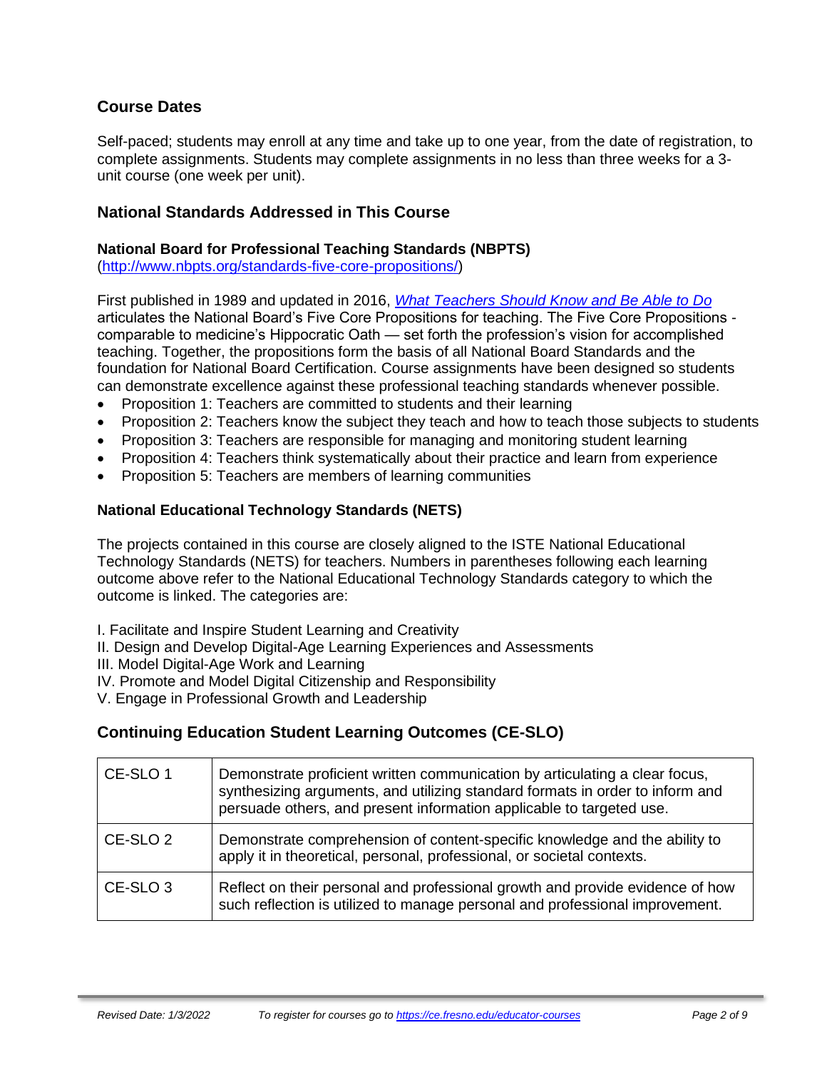## Course Dates

Self-paced; students may enroll at any time and take up to one year, from the date of registration, to complete assignments. Students may complete assignments in no less than three weeks for a 3-unit course (one week per unit).

## National Standards Addressed in This Course

### National Board for Professional Teaching Standards (NBPTS)

(http://www.nbpts.org/standards-five-core-propositions/)

First published in 1989 and updated in 2016, *What Teachers Should Know and Be Able to Do* articulates the National Board's Five Core Propositions for teaching. The Five Core Propositions - comparable to medicine's Hippocratic Oath — set forth the profession's vision for accomplished teaching. Together, the propositions form the basis of all National Board Standards and the foundation for National Board Certification. Course assignments have been designed so students can demonstrate excellence against these professional teaching standards whenever possible.

- Proposition 1: Teachers are committed to students and their learning
- Proposition 2: Teachers know the subject they teach and how to teach those subjects to students
- Proposition 3: Teachers are responsible for managing and monitoring student learning
- Proposition 4: Teachers think systematically about their practice and learn from experience
- Proposition 5: Teachers are members of learning communities

### National Educational Technology Standards (NETS)

The projects contained in this course are closely aligned to the ISTE National Educational Technology Standards (NETS) for teachers. Numbers in parentheses following each learning outcome above refer to the National Educational Technology Standards category to which the outcome is linked. The categories are:

I. Facilitate and Inspire Student Learning and Creativity
II. Design and Develop Digital-Age Learning Experiences and Assessments
III. Model Digital-Age Work and Learning
IV. Promote and Model Digital Citizenship and Responsibility
V. Engage in Professional Growth and Leadership

## Continuing Education Student Learning Outcomes (CE-SLO)

| | |
|---|---|
| CE-SLO 1 | Demonstrate proficient written communication by articulating a clear focus, synthesizing arguments, and utilizing standard formats in order to inform and persuade others, and present information applicable to targeted use. |
| CE-SLO 2 | Demonstrate comprehension of content-specific knowledge and the ability to apply it in theoretical, personal, professional, or societal contexts. |
| CE-SLO 3 | Reflect on their personal and professional growth and provide evidence of how such reflection is utilized to manage personal and professional improvement. |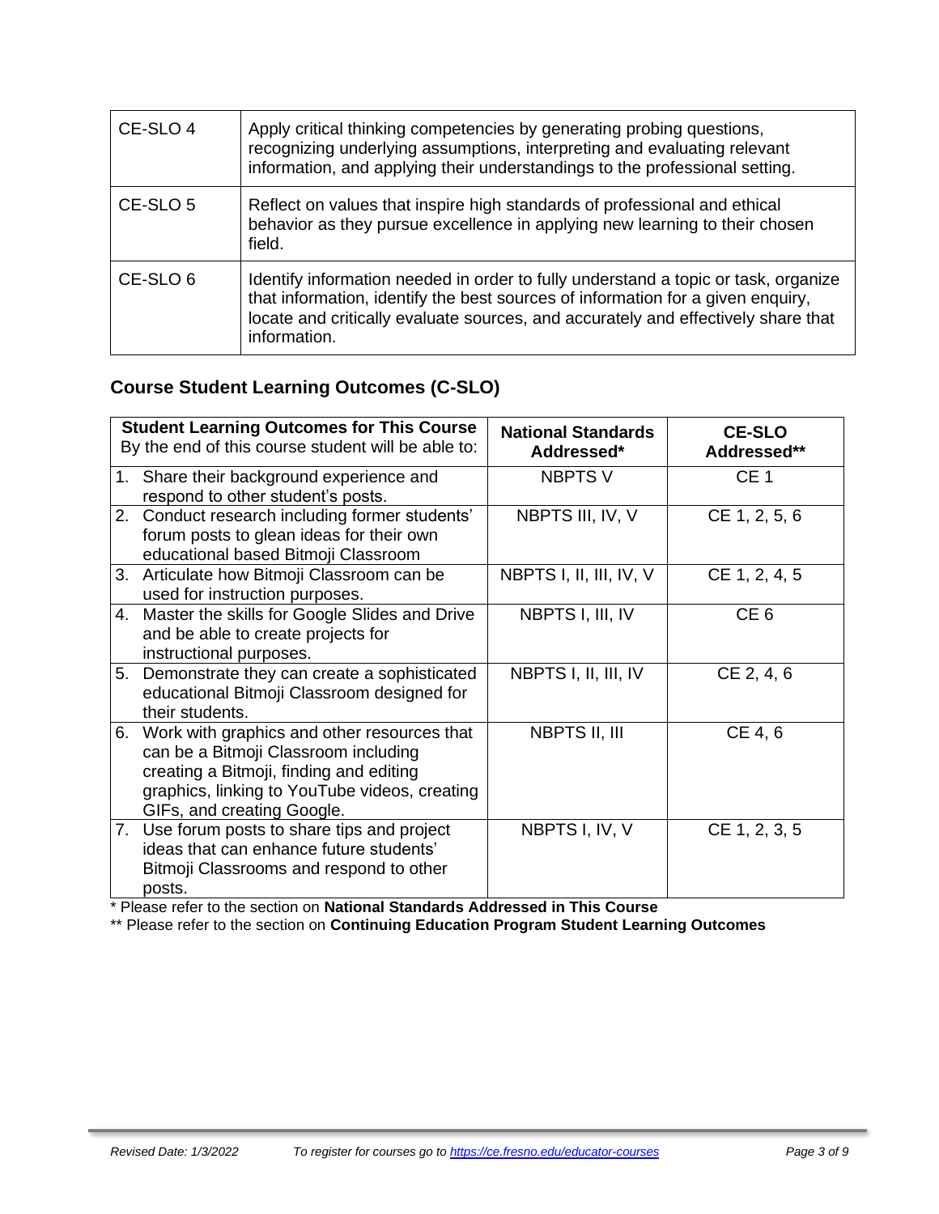| | |
|---|---|
| CE-SLO 4 | Apply critical thinking competencies by generating probing questions, recognizing underlying assumptions, interpreting and evaluating relevant information, and applying their understandings to the professional setting. |
| CE-SLO 5 | Reflect on values that inspire high standards of professional and ethical behavior as they pursue excellence in applying new learning to their chosen field. |
| CE-SLO 6 | Identify information needed in order to fully understand a topic or task, organize that information, identify the best sources of information for a given enquiry, locate and critically evaluate sources, and accurately and effectively share that information. |

## Course Student Learning Outcomes (C-SLO)

| **Student Learning Outcomes for This Course** By the end of this course student will be able to: | **National Standards Addressed*** | **CE-SLO Addressed**** |
|---|---|---|
| 1. Share their background experience and respond to other student's posts. | NBPTS V | CE 1 |
| 2. Conduct research including former students' forum posts to glean ideas for their own educational based Bitmoji Classroom | NBPTS III, IV, V | CE 1, 2, 5, 6 |
| 3. Articulate how Bitmoji Classroom can be used for instruction purposes. | NBPTS I, II, III, IV, V | CE 1, 2, 4, 5 |
| 4. Master the skills for Google Slides and Drive and be able to create projects for instructional purposes. | NBPTS I, III, IV | CE 6 |
| 5. Demonstrate they can create a sophisticated educational Bitmoji Classroom designed for their students. | NBPTS I, II, III, IV | CE 2, 4, 6 |
| 6. Work with graphics and other resources that can be a Bitmoji Classroom including creating a Bitmoji, finding and editing graphics, linking to YouTube videos, creating GIFs, and creating Google. | NBPTS II, III | CE 4, 6 |
| 7. Use forum posts to share tips and project ideas that can enhance future students' Bitmoji Classrooms and respond to other posts. | NBPTS I, IV, V | CE 1, 2, 3, 5 |

\* Please refer to the section on **National Standards Addressed in This Course**

\*\* Please refer to the section on **Continuing Education Program Student Learning Outcomes**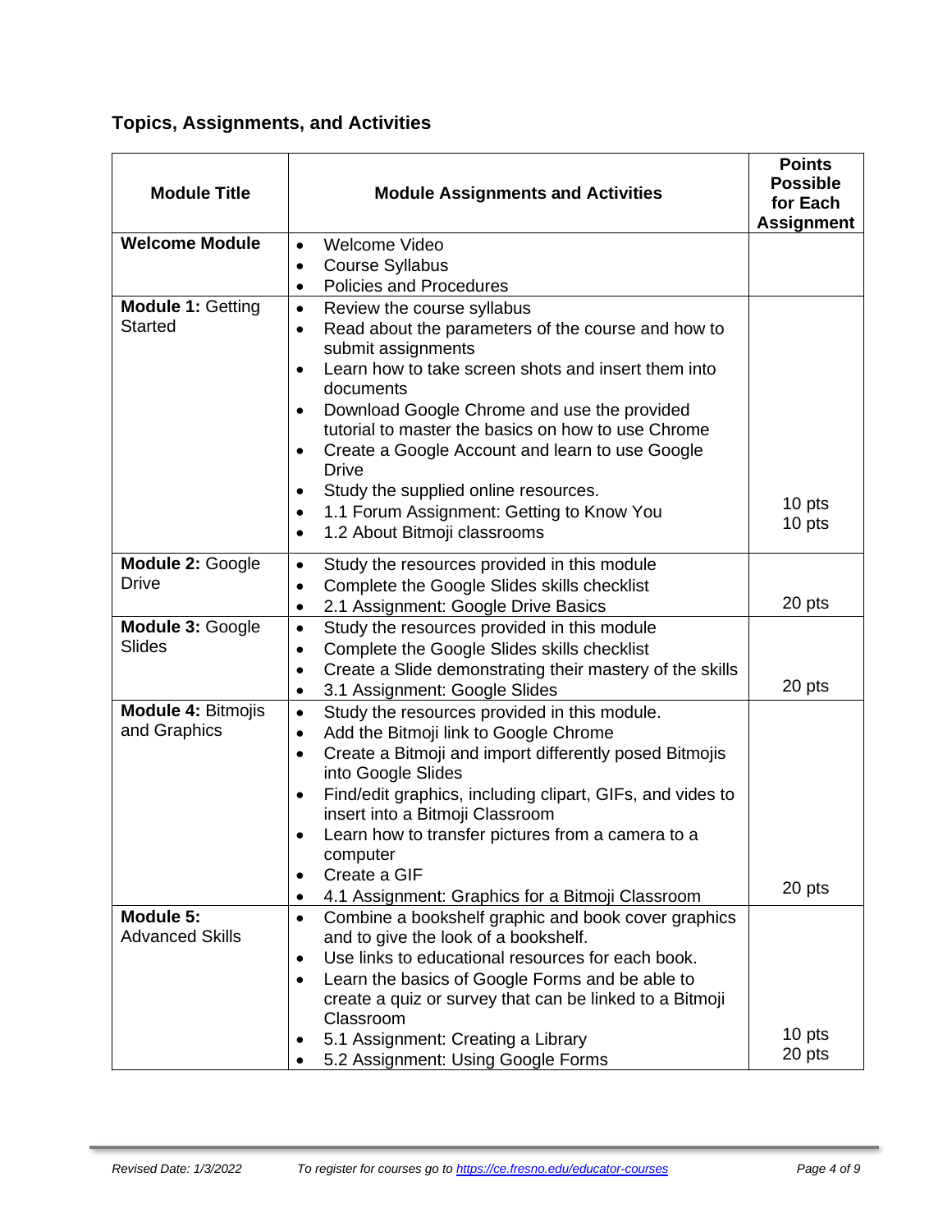### Topics, Assignments, and Activities

| Module Title | Module Assignments and Activities | Points Possible for Each Assignment |
|---|---|---|
| **Welcome Module** | • Welcome Video<br>• Course Syllabus<br>• Policies and Procedures | |
| **Module 1:** Getting Started | • Review the course syllabus<br>• Read about the parameters of the course and how to submit assignments<br>• Learn how to take screen shots and insert them into documents<br>• Download Google Chrome and use the provided tutorial to master the basics on how to use Chrome<br>• Create a Google Account and learn to use Google Drive<br>• Study the supplied online resources.<br>• 1.1 Forum Assignment: Getting to Know You<br>• 1.2 About Bitmoji classrooms | 10 pts<br>10 pts |
| **Module 2:** Google Drive | • Study the resources provided in this module<br>• Complete the Google Slides skills checklist<br>• 2.1 Assignment: Google Drive Basics | 20 pts |
| **Module 3:** Google Slides | • Study the resources provided in this module<br>• Complete the Google Slides skills checklist<br>• Create a Slide demonstrating their mastery of the skills<br>• 3.1 Assignment: Google Slides | 20 pts |
| **Module 4:** Bitmojis and Graphics | • Study the resources provided in this module.<br>• Add the Bitmoji link to Google Chrome<br>• Create a Bitmoji and import differently posed Bitmojis into Google Slides<br>• Find/edit graphics, including clipart, GIFs, and vides to insert into a Bitmoji Classroom<br>• Learn how to transfer pictures from a camera to a computer<br>• Create a GIF<br>• 4.1 Assignment: Graphics for a Bitmoji Classroom | 20 pts |
| **Module 5:** Advanced Skills | • Combine a bookshelf graphic and book cover graphics and to give the look of a bookshelf.<br>• Use links to educational resources for each book.<br>• Learn the basics of Google Forms and be able to create a quiz or survey that can be linked to a Bitmoji Classroom<br>• 5.1 Assignment: Creating a Library<br>• 5.2 Assignment: Using Google Forms | 10 pts<br>20 pts |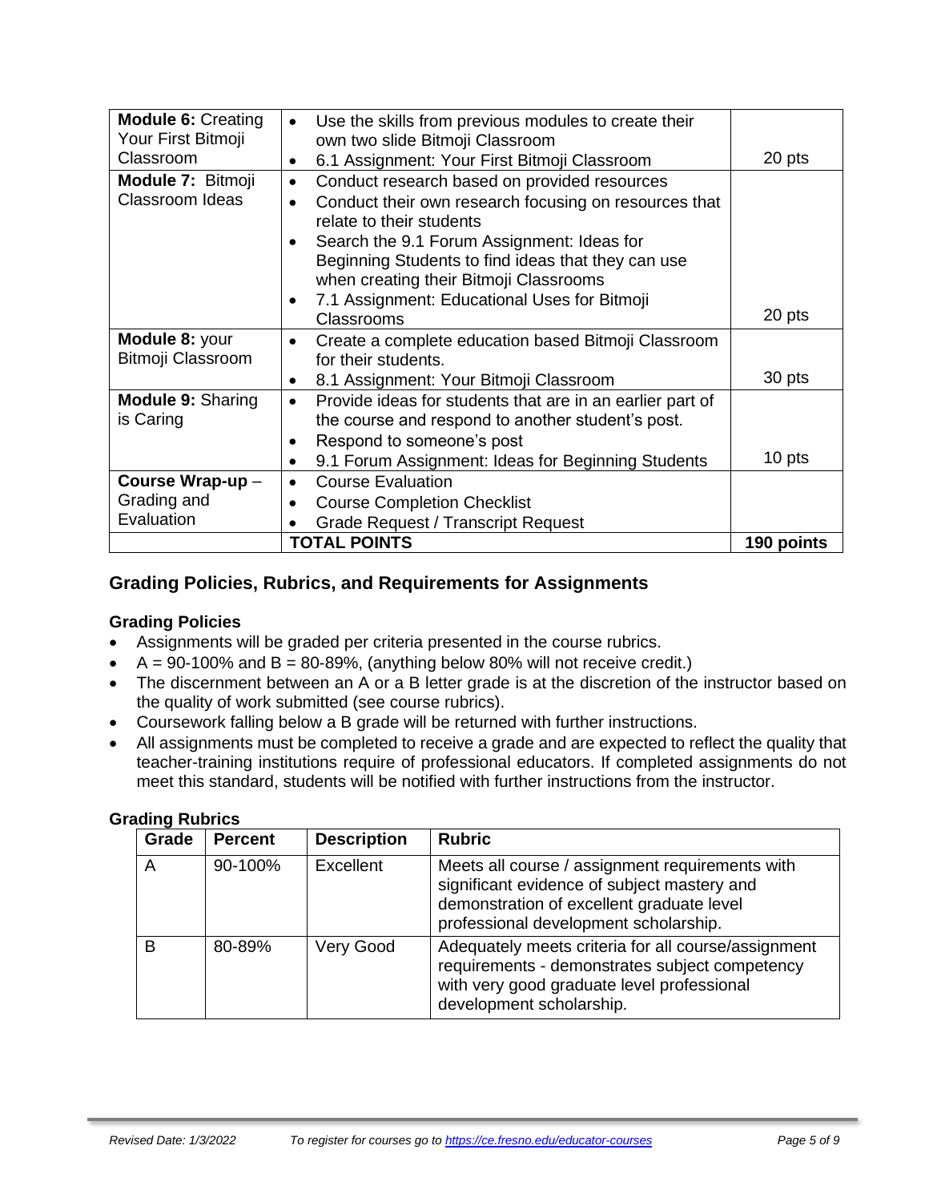| | | |
|---|---|---|
| **Module 6:** Creating Your First Bitmoji Classroom | • Use the skills from previous modules to create their own two slide Bitmoji Classroom<br>• 6.1 Assignment: Your First Bitmoji Classroom | 20 pts |
| **Module 7:** Bitmoji Classroom Ideas | • Conduct research based on provided resources<br>• Conduct their own research focusing on resources that relate to their students<br>• Search the 9.1 Forum Assignment: Ideas for Beginning Students to find ideas that they can use when creating their Bitmoji Classrooms<br>• 7.1 Assignment: Educational Uses for Bitmoji Classrooms | 20 pts |
| **Module 8:** your Bitmoji Classroom | • Create a complete education based Bitmoji Classroom for their students.<br>• 8.1 Assignment: Your Bitmoji Classroom | 30 pts |
| **Module 9:** Sharing is Caring | • Provide ideas for students that are in an earlier part of the course and respond to another student's post.<br>• Respond to someone's post<br>• 9.1 Forum Assignment: Ideas for Beginning Students | 10 pts |
| **Course Wrap-up** – Grading and Evaluation | • Course Evaluation<br>• Course Completion Checklist<br>• Grade Request / Transcript Request | |
| | **TOTAL POINTS** | **190 points** |

## Grading Policies, Rubrics, and Requirements for Assignments

### Grading Policies

- Assignments will be graded per criteria presented in the course rubrics.
- A = 90-100% and B = 80-89%, (anything below 80% will not receive credit.)
- The discernment between an A or a B letter grade is at the discretion of the instructor based on the quality of work submitted (see course rubrics).
- Coursework falling below a B grade will be returned with further instructions.
- All assignments must be completed to receive a grade and are expected to reflect the quality that teacher-training institutions require of professional educators. If completed assignments do not meet this standard, students will be notified with further instructions from the instructor.

### Grading Rubrics

| Grade | Percent | Description | Rubric |
|---|---|---|---|
| A | 90-100% | Excellent | Meets all course / assignment requirements with significant evidence of subject mastery and demonstration of excellent graduate level professional development scholarship. |
| B | 80-89% | Very Good | Adequately meets criteria for all course/assignment requirements - demonstrates subject competency with very good graduate level professional development scholarship. |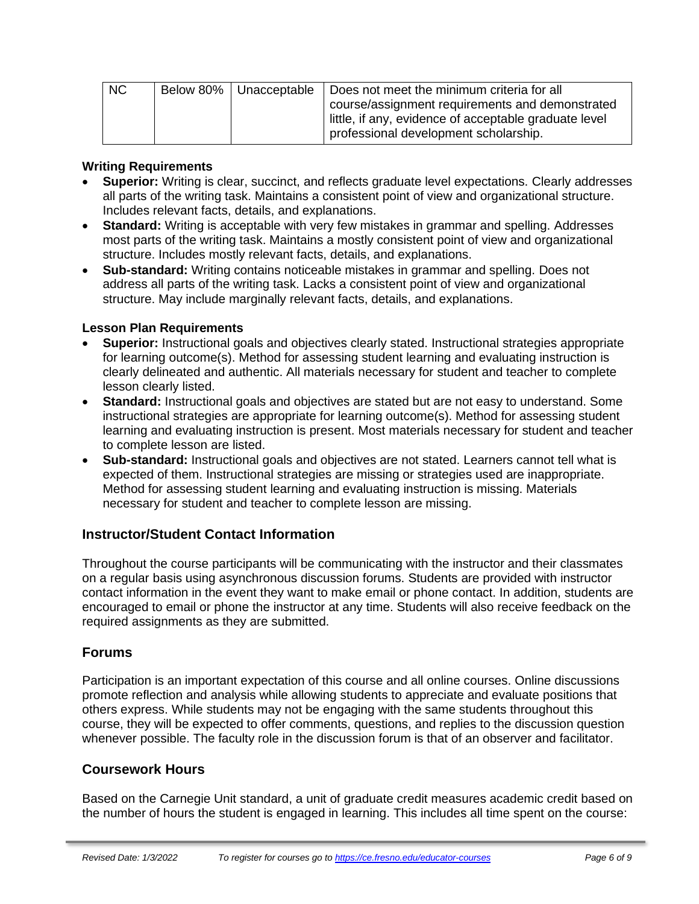| NC | Below 80% | Unacceptable | Does not meet the minimum criteria for all course/assignment requirements and demonstrated little, if any, evidence of acceptable graduate level professional development scholarship. |
|---|---|---|---|

**Writing Requirements**

- **Superior:** Writing is clear, succinct, and reflects graduate level expectations. Clearly addresses all parts of the writing task. Maintains a consistent point of view and organizational structure. Includes relevant facts, details, and explanations.
- **Standard:** Writing is acceptable with very few mistakes in grammar and spelling. Addresses most parts of the writing task. Maintains a mostly consistent point of view and organizational structure. Includes mostly relevant facts, details, and explanations.
- **Sub-standard:** Writing contains noticeable mistakes in grammar and spelling. Does not address all parts of the writing task. Lacks a consistent point of view and organizational structure. May include marginally relevant facts, details, and explanations.

**Lesson Plan Requirements**

- **Superior:** Instructional goals and objectives clearly stated. Instructional strategies appropriate for learning outcome(s). Method for assessing student learning and evaluating instruction is clearly delineated and authentic. All materials necessary for student and teacher to complete lesson clearly listed.
- **Standard:** Instructional goals and objectives are stated but are not easy to understand. Some instructional strategies are appropriate for learning outcome(s). Method for assessing student learning and evaluating instruction is present. Most materials necessary for student and teacher to complete lesson are listed.
- **Sub-standard:** Instructional goals and objectives are not stated. Learners cannot tell what is expected of them. Instructional strategies are missing or strategies used are inappropriate. Method for assessing student learning and evaluating instruction is missing. Materials necessary for student and teacher to complete lesson are missing.

## Instructor/Student Contact Information

Throughout the course participants will be communicating with the instructor and their classmates on a regular basis using asynchronous discussion forums. Students are provided with instructor contact information in the event they want to make email or phone contact. In addition, students are encouraged to email or phone the instructor at any time. Students will also receive feedback on the required assignments as they are submitted.

## Forums

Participation is an important expectation of this course and all online courses. Online discussions promote reflection and analysis while allowing students to appreciate and evaluate positions that others express. While students may not be engaging with the same students throughout this course, they will be expected to offer comments, questions, and replies to the discussion question whenever possible. The faculty role in the discussion forum is that of an observer and facilitator.

## Coursework Hours

Based on the Carnegie Unit standard, a unit of graduate credit measures academic credit based on the number of hours the student is engaged in learning. This includes all time spent on the course: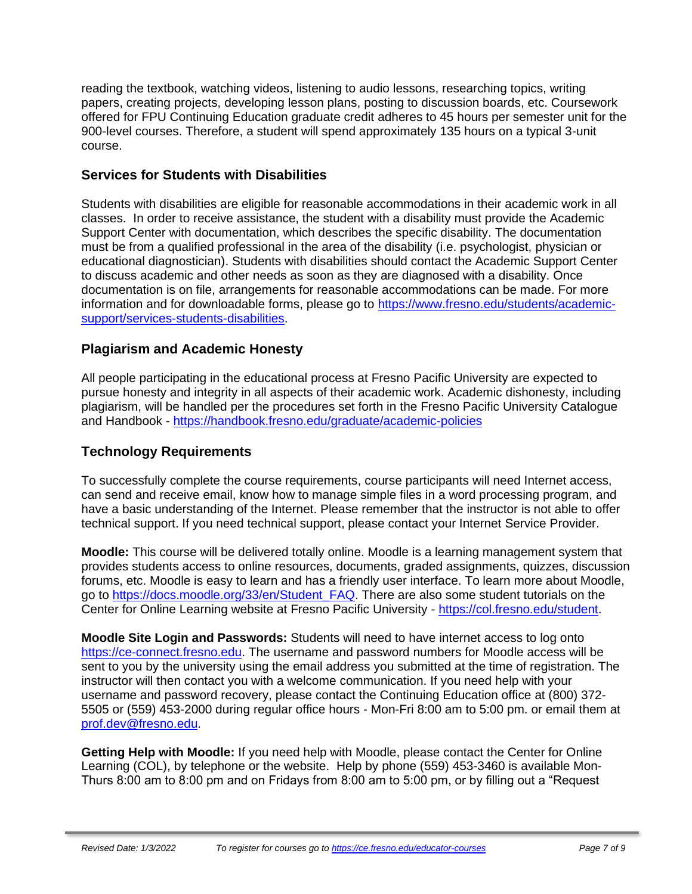reading the textbook, watching videos, listening to audio lessons, researching topics, writing papers, creating projects, developing lesson plans, posting to discussion boards, etc. Coursework offered for FPU Continuing Education graduate credit adheres to 45 hours per semester unit for the 900-level courses. Therefore, a student will spend approximately 135 hours on a typical 3-unit course.

## Services for Students with Disabilities

Students with disabilities are eligible for reasonable accommodations in their academic work in all classes. In order to receive assistance, the student with a disability must provide the Academic Support Center with documentation, which describes the specific disability. The documentation must be from a qualified professional in the area of the disability (i.e. psychologist, physician or educational diagnostician). Students with disabilities should contact the Academic Support Center to discuss academic and other needs as soon as they are diagnosed with a disability. Once documentation is on file, arrangements for reasonable accommodations can be made. For more information and for downloadable forms, please go to [https://www.fresno.edu/students/academic-support/services-students-disabilities](https://www.fresno.edu/students/academic-support/services-students-disabilities).

## Plagiarism and Academic Honesty

All people participating in the educational process at Fresno Pacific University are expected to pursue honesty and integrity in all aspects of their academic work. Academic dishonesty, including plagiarism, will be handled per the procedures set forth in the Fresno Pacific University Catalogue and Handbook - [https://handbook.fresno.edu/graduate/academic-policies](https://handbook.fresno.edu/graduate/academic-policies)

## Technology Requirements

To successfully complete the course requirements, course participants will need Internet access, can send and receive email, know how to manage simple files in a word processing program, and have a basic understanding of the Internet. Please remember that the instructor is not able to offer technical support. If you need technical support, please contact your Internet Service Provider.

**Moodle:** This course will be delivered totally online. Moodle is a learning management system that provides students access to online resources, documents, graded assignments, quizzes, discussion forums, etc. Moodle is easy to learn and has a friendly user interface. To learn more about Moodle, go to [https://docs.moodle.org/33/en/Student_FAQ](https://docs.moodle.org/33/en/Student_FAQ). There are also some student tutorials on the Center for Online Learning website at Fresno Pacific University - [https://col.fresno.edu/student](https://col.fresno.edu/student).

**Moodle Site Login and Passwords:** Students will need to have internet access to log onto [https://ce-connect.fresno.edu](https://ce-connect.fresno.edu). The username and password numbers for Moodle access will be sent to you by the university using the email address you submitted at the time of registration. The instructor will then contact you with a welcome communication. If you need help with your username and password recovery, please contact the Continuing Education office at (800) 372-5505 or (559) 453-2000 during regular office hours - Mon-Fri 8:00 am to 5:00 pm. or email them at [prof.dev@fresno.edu](mailto:prof.dev@fresno.edu).

**Getting Help with Moodle:** If you need help with Moodle, please contact the Center for Online Learning (COL), by telephone or the website. Help by phone (559) 453-3460 is available Mon-Thurs 8:00 am to 8:00 pm and on Fridays from 8:00 am to 5:00 pm, or by filling out a "Request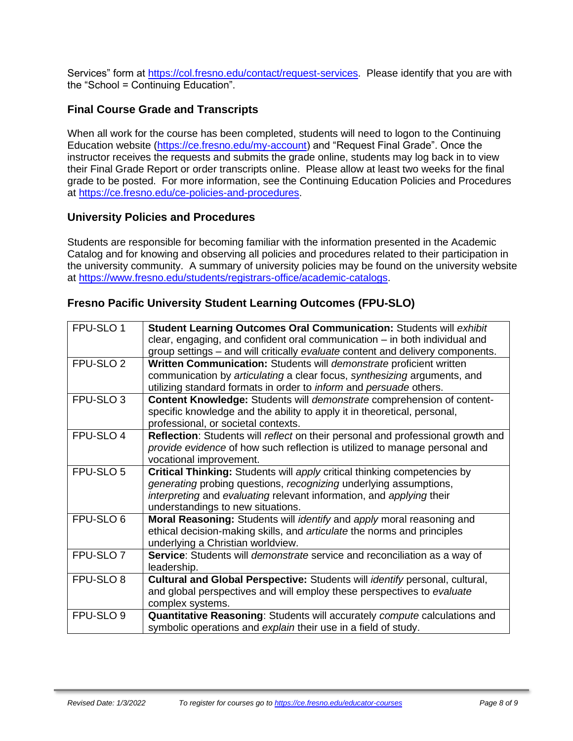Services” form at https://col.fresno.edu/contact/request-services. Please identify that you are with the “School = Continuing Education”.

### Final Course Grade and Transcripts

When all work for the course has been completed, students will need to logon to the Continuing Education website (https://ce.fresno.edu/my-account) and “Request Final Grade”. Once the instructor receives the requests and submits the grade online, students may log back in to view their Final Grade Report or order transcripts online. Please allow at least two weeks for the final grade to be posted. For more information, see the Continuing Education Policies and Procedures at https://ce.fresno.edu/ce-policies-and-procedures.

### University Policies and Procedures

Students are responsible for becoming familiar with the information presented in the Academic Catalog and for knowing and observing all policies and procedures related to their participation in the university community. A summary of university policies may be found on the university website at https://www.fresno.edu/students/registrars-office/academic-catalogs.

### Fresno Pacific University Student Learning Outcomes (FPU-SLO)

| | |
|---|---|
| FPU-SLO 1 | **Student Learning Outcomes Oral Communication:** Students will *exhibit* clear, engaging, and confident oral communication – in both individual and group settings – and will critically *evaluate* content and delivery components. |
| FPU-SLO 2 | **Written Communication:** Students will *demonstrate* proficient written communication by *articulating* a clear focus, *synthesizing* arguments, and utilizing standard formats in order to *inform* and *persuade* others. |
| FPU-SLO 3 | **Content Knowledge:** Students will *demonstrate* comprehension of content-specific knowledge and the ability to apply it in theoretical, personal, professional, or societal contexts. |
| FPU-SLO 4 | **Reflection**: Students will *reflect* on their personal and professional growth and *provide evidence* of how such reflection is utilized to manage personal and vocational improvement. |
| FPU-SLO 5 | **Critical Thinking:** Students will *apply* critical thinking competencies by *generating* probing questions, *recognizing* underlying assumptions, *interpreting* and *evaluating* relevant information, and *applying* their understandings to new situations. |
| FPU-SLO 6 | **Moral Reasoning:** Students will *identify* and *apply* moral reasoning and ethical decision-making skills, and *articulate* the norms and principles underlying a Christian worldview. |
| FPU-SLO 7 | **Service**: Students will *demonstrate* service and reconciliation as a way of leadership. |
| FPU-SLO 8 | **Cultural and Global Perspective:** Students will *identify* personal, cultural, and global perspectives and will employ these perspectives to *evaluate* complex systems. |
| FPU-SLO 9 | **Quantitative Reasoning**: Students will accurately *compute* calculations and symbolic operations and *explain* their use in a field of study. |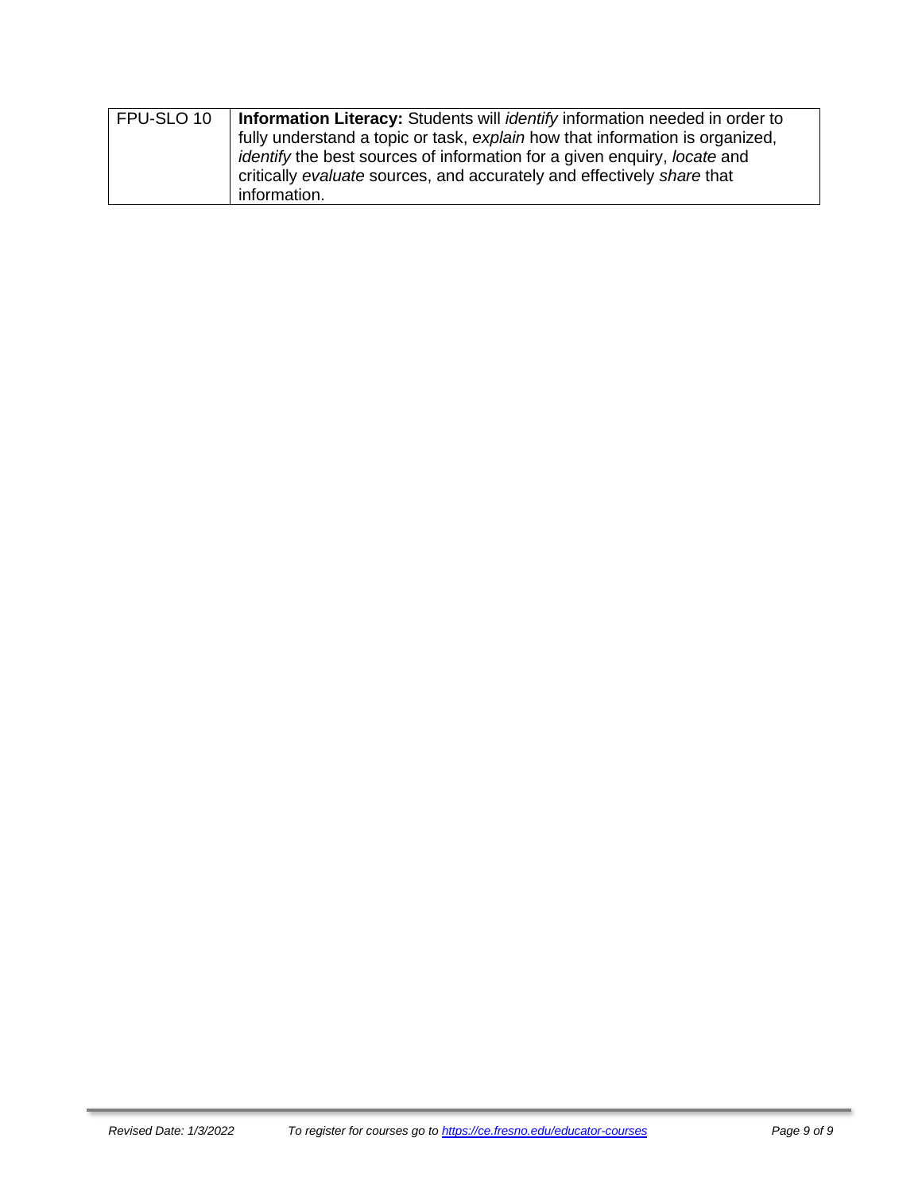| | |
|---|---|
| FPU-SLO 10 | **Information Literacy:** Students will *identify* information needed in order to fully understand a topic or task, *explain* how that information is organized, *identify* the best sources of information for a given enquiry, *locate* and critically *evaluate* sources, and accurately and effectively *share* that information. |